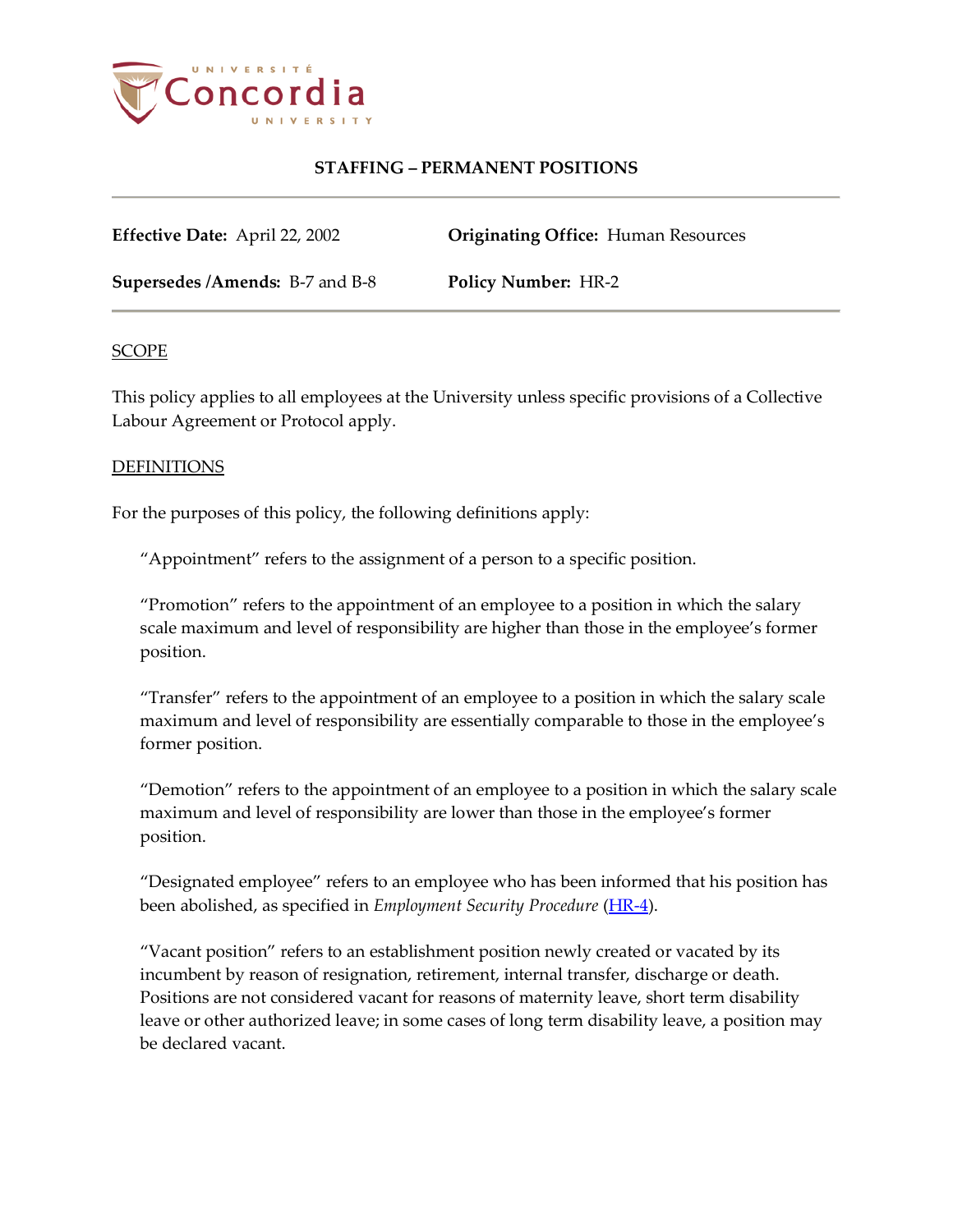# STAFFING – PERMANENT POSITIONS

**Effective Date:** April 22, 2002

**Originating Office:** Human Resources

**Supersedes /Amends:** B-7 and B-8

**Policy Number:** HR-2

## SCOPE

This policy applies to all employees at the University unless specific provisions of a Collective Labour Agreement or Protocol apply.

## DEFINITIONS

For the purposes of this policy, the following definitions apply:

"Appointment" refers to the assignment of a person to a specific position.

"Promotion" refers to the appointment of an employee to a position in which the salary scale maximum and level of responsibility are higher than those in the employee's former position.

"Transfer" refers to the appointment of an employee to a position in which the salary scale maximum and level of responsibility are essentially comparable to those in the employee's former position.

"Demotion" refers to the appointment of an employee to a position in which the salary scale maximum and level of responsibility are lower than those in the employee's former position.

"Designated employee" refers to an employee who has been informed that his position has been abolished, as specified in *Employment Security Procedure* (HR-4).

"Vacant position" refers to an establishment position newly created or vacated by its incumbent by reason of resignation, retirement, internal transfer, discharge or death. Positions are not considered vacant for reasons of maternity leave, short term disability leave or other authorized leave; in some cases of long term disability leave, a position may be declared vacant.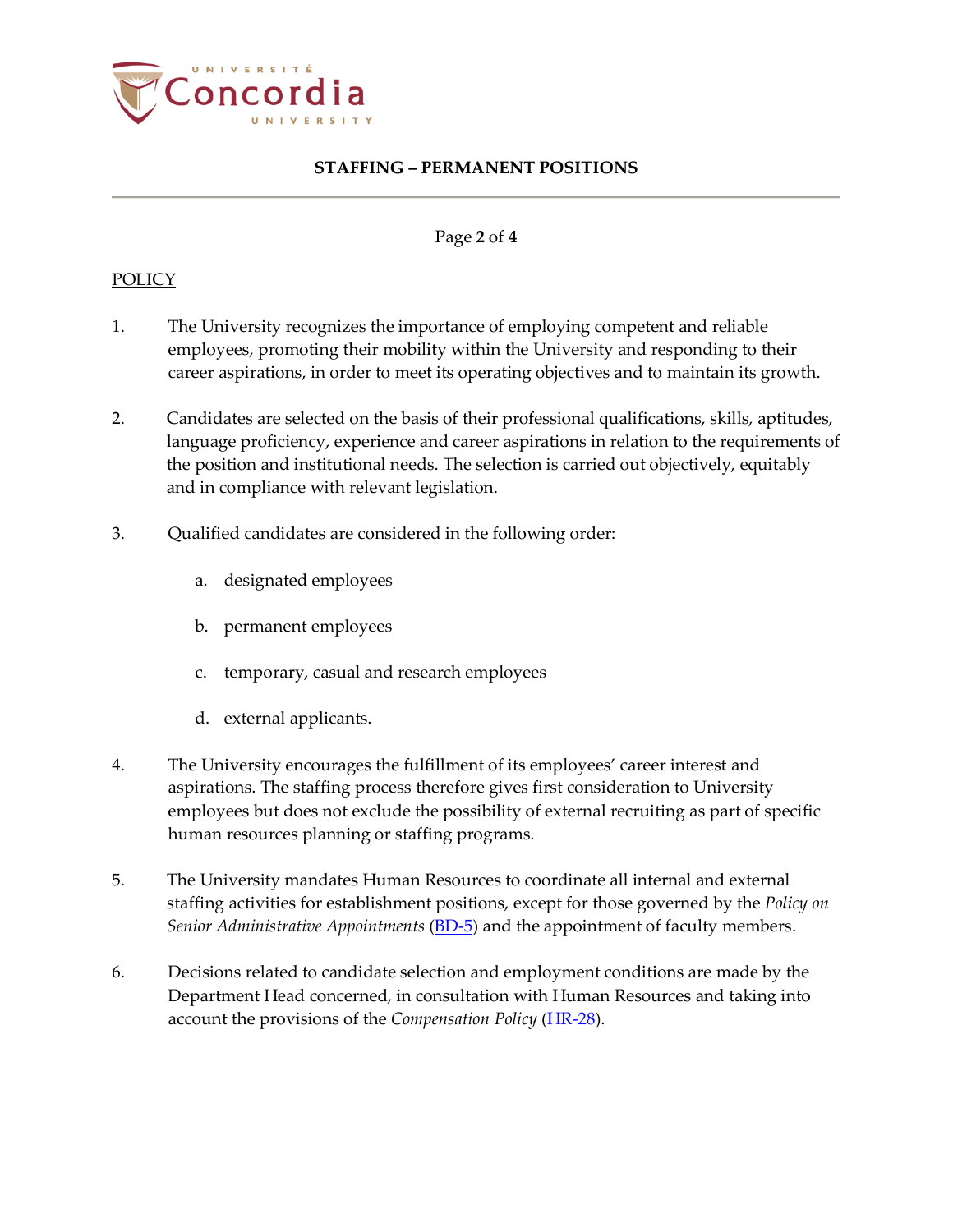POLICY

1. The University recognizes the importance of employing competent and reliable employees, promoting their mobility within the University and responding to their career aspirations, in order to meet its operating objectives and to maintain its growth.

2. Candidates are selected on the basis of their professional qualifications, skills, aptitudes, language proficiency, experience and career aspirations in relation to the requirements of the position and institutional needs. The selection is carried out objectively, equitably and in compliance with relevant legislation.

3. Qualified candidates are considered in the following order:

   a. designated employees

   b. permanent employees

   c. temporary, casual and research employees

   d. external applicants.

4. The University encourages the fulfillment of its employees' career interest and aspirations. The staffing process therefore gives first consideration to University employees but does not exclude the possibility of external recruiting as part of specific human resources planning or staffing programs.

5. The University mandates Human Resources to coordinate all internal and external staffing activities for establishment positions, except for those governed by the *Policy on Senior Administrative Appointments* (BD-5) and the appointment of faculty members.

6. Decisions related to candidate selection and employment conditions are made by the Department Head concerned, in consultation with Human Resources and taking into account the provisions of the *Compensation Policy* (HR-28).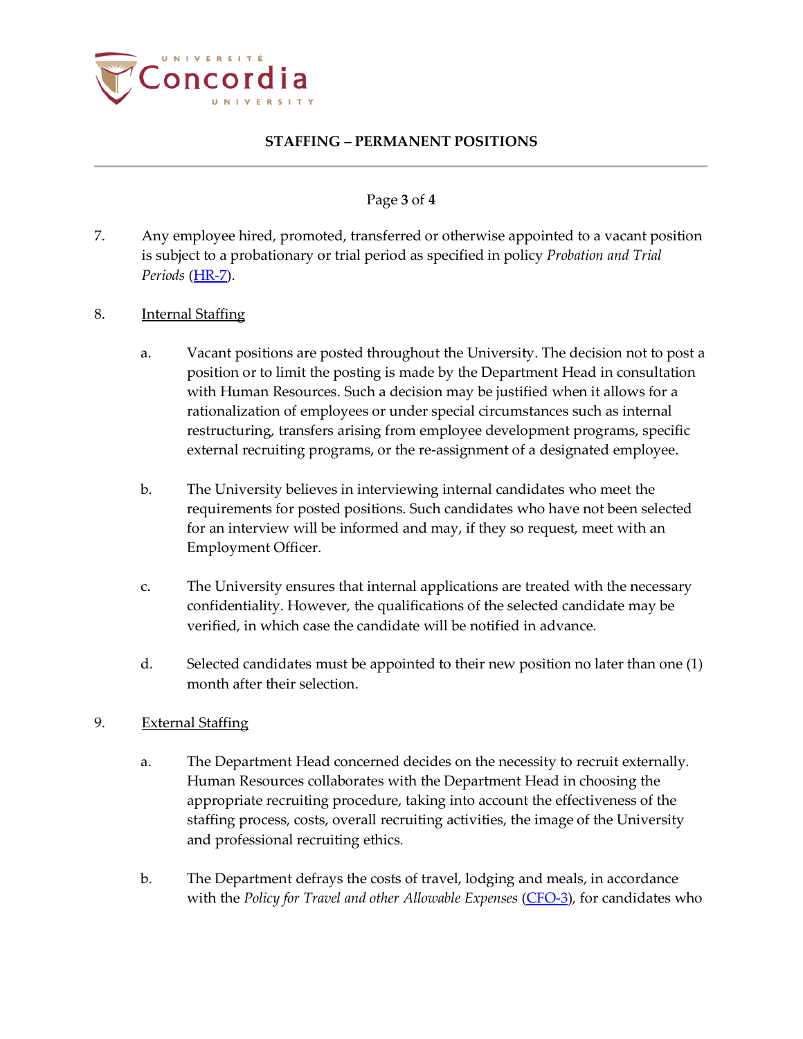7. Any employee hired, promoted, transferred or otherwise appointed to a vacant position is subject to a probationary or trial period as specified in policy *Probation and Trial Periods* (HR-7).

8. Internal Staffing

   a. Vacant positions are posted throughout the University. The decision not to post a position or to limit the posting is made by the Department Head in consultation with Human Resources. Such a decision may be justified when it allows for a rationalization of employees or under special circumstances such as internal restructuring, transfers arising from employee development programs, specific external recruiting programs, or the re-assignment of a designated employee.

   b. The University believes in interviewing internal candidates who meet the requirements for posted positions. Such candidates who have not been selected for an interview will be informed and may, if they so request, meet with an Employment Officer.

   c. The University ensures that internal applications are treated with the necessary confidentiality. However, the qualifications of the selected candidate may be verified, in which case the candidate will be notified in advance.

   d. Selected candidates must be appointed to their new position no later than one (1) month after their selection.

9. External Staffing

   a. The Department Head concerned decides on the necessity to recruit externally. Human Resources collaborates with the Department Head in choosing the appropriate recruiting procedure, taking into account the effectiveness of the staffing process, costs, overall recruiting activities, the image of the University and professional recruiting ethics.

   b. The Department defrays the costs of travel, lodging and meals, in accordance with the *Policy for Travel and other Allowable Expenses* (CFO-3), for candidates who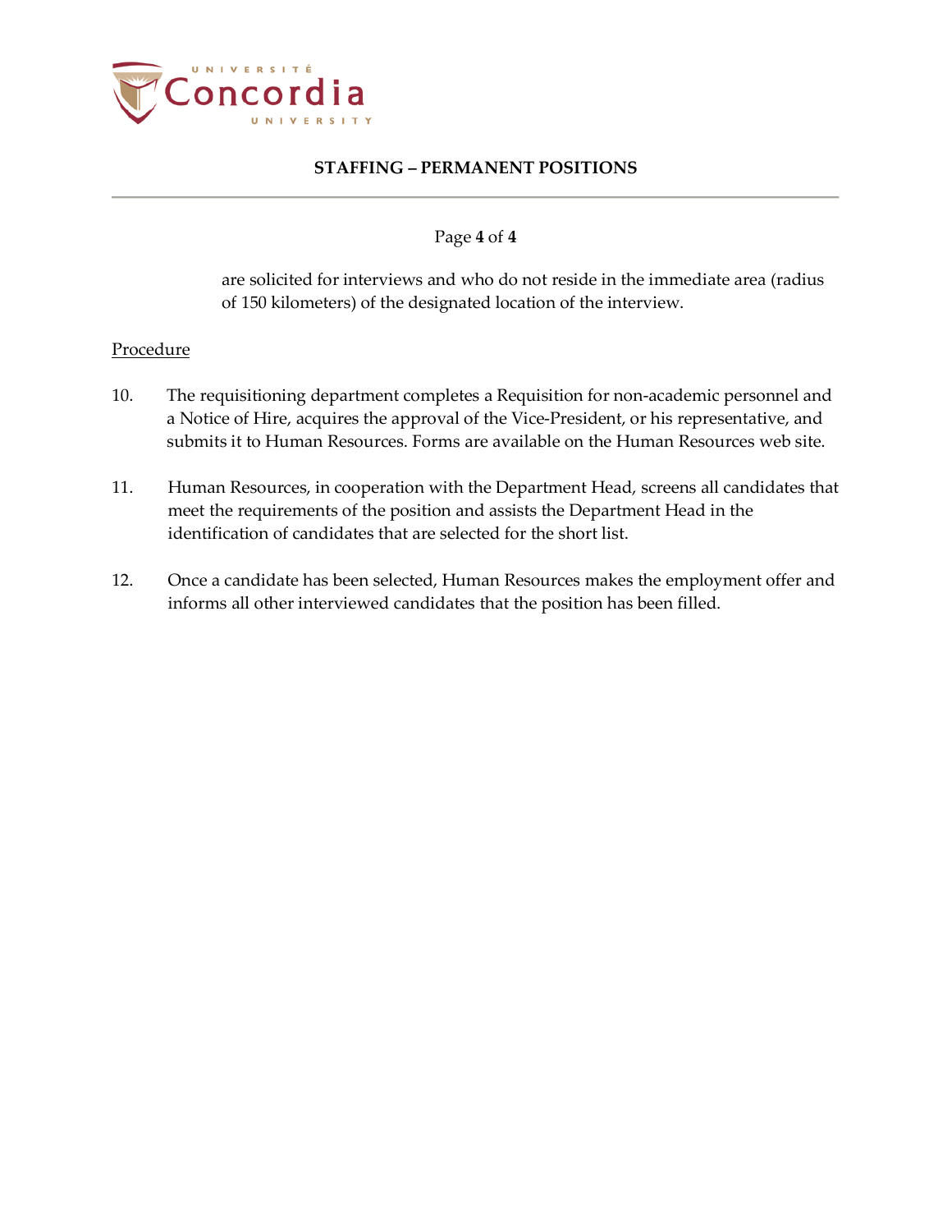are solicited for interviews and who do not reside in the immediate area (radius of 150 kilometers) of the designated location of the interview.

Procedure

10. The requisitioning department completes a Requisition for non-academic personnel and a Notice of Hire, acquires the approval of the Vice-President, or his representative, and submits it to Human Resources. Forms are available on the Human Resources web site.

11. Human Resources, in cooperation with the Department Head, screens all candidates that meet the requirements of the position and assists the Department Head in the identification of candidates that are selected for the short list.

12. Once a candidate has been selected, Human Resources makes the employment offer and informs all other interviewed candidates that the position has been filled.